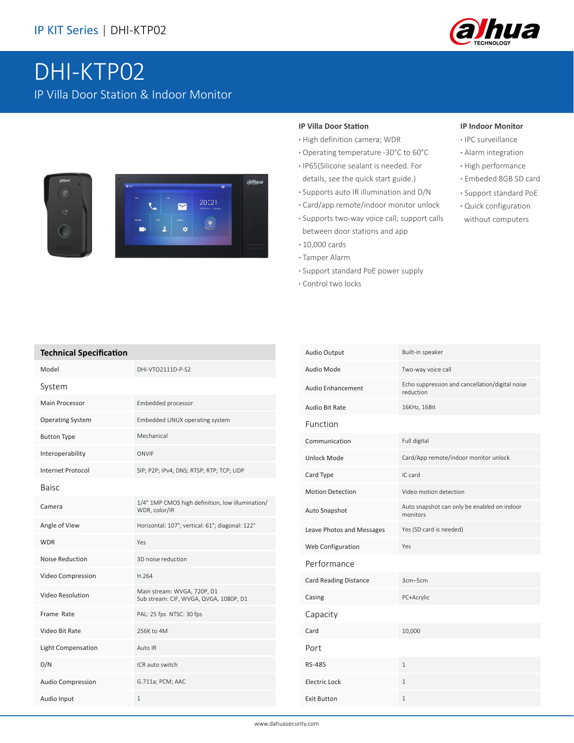IP KIT Series | DHI-KTP02

# DHI-KTP02

IP Villa Door Station & Indoor Monitor

### IP Villa Door Station

- High definition camera; WDR
- Operating temperature -30°C to 60°C
- IP65(Silicone sealant is needed. For details, see the quick start guide.)
- Supports auto IR illumination and D/N
- Card/app remote/indoor monitor unlock
- Supports two-way voice call; support calls between door stations and app
- 10,000 cards
- Tamper Alarm
- Support standard PoE power supply
- Control two locks

### IP Indoor Monitor

- IPC surveillance
- Alarm integration
- High performance
- Embeded 8GB SD card
- Support standard PoE
- Quick configuration without computers

## Technical Specification

| | |
|---|---|
| Model | DHI-VTO2111D-P-S2 |
| **System** | |
| Main Processor | Embedded processor |
| Operating System | Embedded LINUX operating system |
| Button Type | Mechanical |
| Interoperability | ONVIF |
| Internet Protocol | SIP; P2P; IPv4; DNS; RTSP; RTP; TCP; UDP |
| **Baisc** | |
| Camera | 1/4" 1MP CMOS high definition, low illumination/ WDR, color/IR |
| Angle of View | Horizontal: 107°; vertical: 61°; diagonal: 122° |
| WDR | Yes |
| Noise Reduction | 3D noise reduction |
| Video Compression | H.264 |
| Video Resolution | Main stream: WVGA, 720P, D1<br>Sub stream: CIF, WVGA, QVGA, 1080P, D1 |
| Frame Rate | PAL: 25 fps NTSC: 30 fps |
| Video Bit Rate | 256K to 4M |
| Light Compensation | Auto IR |
| D/N | ICR auto switch |
| Audio Compression | G.711a; PCM; AAC |
| Audio Input | 1 |
| Audio Output | Built-in speaker |
| Audio Mode | Two-way voice call |
| Audio Enhancement | Echo suppression and cancellation/digital noise reduction |
| Audio Bit Rate | 16KHz, 16Bit |
| **Function** | |
| Communication | Full digital |
| Unlock Mode | Card/App remote/indoor monitor unlock |
| Card Type | IC card |
| Motion Detection | Video motion detection |
| Auto Snapshot | Auto snapshot can only be enabled on indoor monitors |
| Leave Photos and Messages | Yes (SD card is needed) |
| Web Configuration | Yes |
| **Performance** | |
| Card Reading Distance | 3cm–5cm |
| Casing | PC+Acrylic |
| **Capacity** | |
| Card | 10,000 |
| **Port** | |
| RS-485 | 1 |
| Electric Lock | 1 |
| Exit Button | 1 |

www.dahuasecurity.com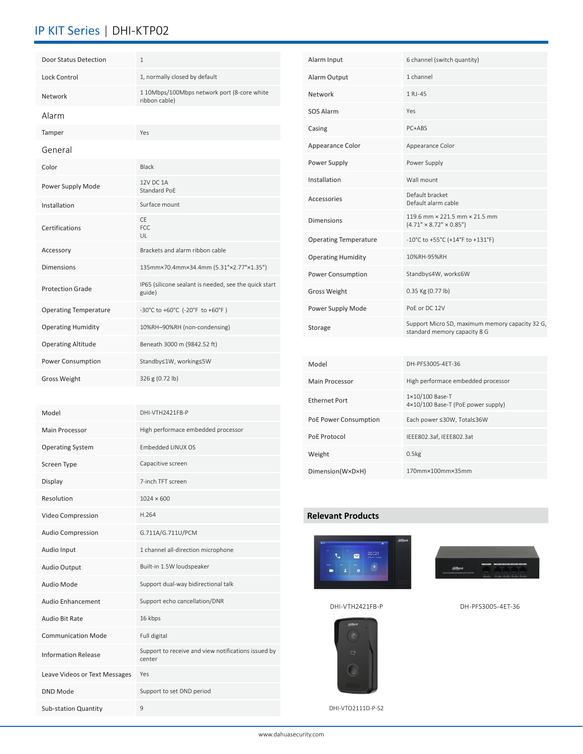# IP KIT Series | DHI-KTP02

| | |
|---|---|
| Door Status Detection | 1 |
| Lock Control | 1, normally closed by default |
| Network | 1 10Mbps/100Mbps network port (8-core white ribbon cable) |

## Alarm

| | |
|---|---|
| Tamper | Yes |

## General

| | |
|---|---|
| Color | Black |
| Power Supply Mode | 12V DC 1A<br>Standard PoE |
| Installation | Surface mount |
| Certifications | CE<br>FCC<br>UL |
| Accessory | Brackets and alarm ribbon cable |
| Dimensions | 135mm×70.4mm×34.4mm (5.31"×2.77"×1.35") |
| Protection Grade | IP65 (silicone sealant is needed, see the quick start guide) |
| Operating Temperature | -30°C to +60°C (-20°F to +60°F ) |
| Operating Humidity | 10%RH–90%RH (non-condensing) |
| Operating Altitude | Beneath 3000 m (9842.52 ft) |
| Power Consumption | Standby≤1W, working≤5W |
| Gross Weight | 326 g (0.72 lb) |

| | |
|---|---|
| Model | DHI-VTH2421FB-P |
| Main Processor | High performace embedded processor |
| Operating System | Embedded LINUX OS |
| Screen Type | Capacitive screen |
| Display | 7-inch TFT screen |
| Resolution | 1024 × 600 |
| Video Compression | H.264 |
| Audio Compression | G.711A/G.711U/PCM |
| Audio Input | 1 channel all-direction microphone |
| Audio Output | Built-in 1.5W loudspeaker |
| Audio Mode | Support dual-way bidirectional talk |
| Audio Enhancement | Support echo cancellation/DNR |
| Audio Bit Rate | 16 kbps |
| Communication Mode | Full digital |
| Information Release | Support to receive and view notifications issued by center |
| Leave Videos or Text Messages | Yes |
| DND Mode | Support to set DND period |
| Sub-station Quantity | 9 |
| Alarm Input | 6 channel (switch quantity) |
| Alarm Output | 1 channel |
| Network | 1 RJ-45 |
| SOS Alarm | Yes |
| Casing | PC+ABS |
| Appearance Color | Appearance Color |
| Power Supply | Power Supply |
| Installation | Wall mount |
| Accessories | Default bracket<br>Default alarm cable |
| Dimensions | 119.6 mm × 221.5 mm × 21.5 mm<br>(4.71" × 8.72" × 0.85") |
| Operating Temperature | -10°C to +55°C (+14°F to +131°F) |
| Operating Humidity | 10%RH-95%RH |
| Power Consumption | Standby≤4W, works≤6W |
| Gross Weight | 0.35 Kg (0.77 lb) |
| Power Supply Mode | PoE or DC 12V |
| Storage | Support Micro SD, maximum memory capacity 32 G, standard memory capacity 8 G |

| | |
|---|---|
| Model | DH-PFS3005-4ET-36 |
| Main Processor | High performace embedded processor |
| Ethernet Port | 1×10/100 Base-T<br>4×10/100 Base-T (PoE power supply) |
| PoE Power Consumption | Each power ≤30W, Total≤36W |
| PoE Protocol | IEEE802.3af, IEEE802.3at |
| Weight | 0.5kg |
| Dimension(W×D×H) | 170mm×100mm×35mm |

## Relevant Products

DHI-VTH2421FB-P

DH-PFS3005-4ET-36

DHI-VTO2111D-P-S2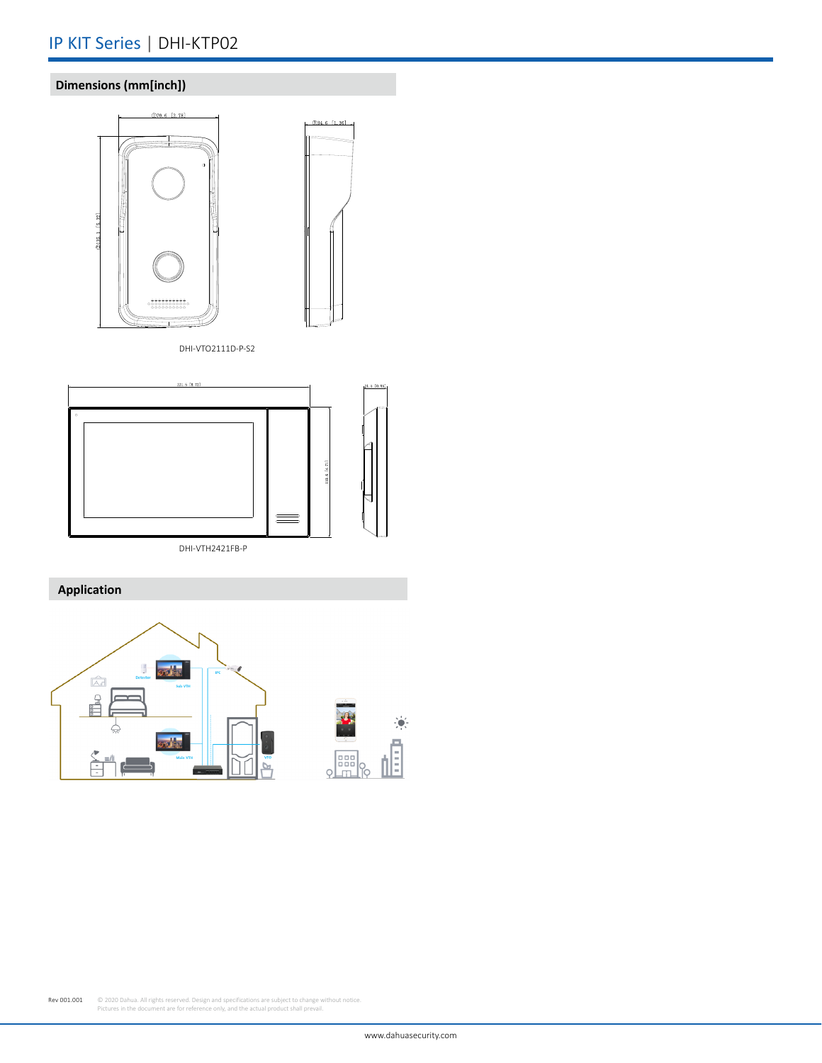## Dimensions (mm[inch])

Ⓞ70.6 [2.78]

Ⓞ34.6 [1.36]

Ⓞ135.1 [5.32]

DHI-VTO2111D-P-S2

221.5 [8.72]

21.6 [0.85]

119.6 [4.71]

DHI-VTH2421FB-P

## Application

Detector

Sub VTH

IPC

Main VTH

VTO

Rev 001.001

© 2020 Dahua. All rights reserved. Design and specifications are subject to change without notice.
Pictures in the document are for reference only, and the actual product shall prevail.